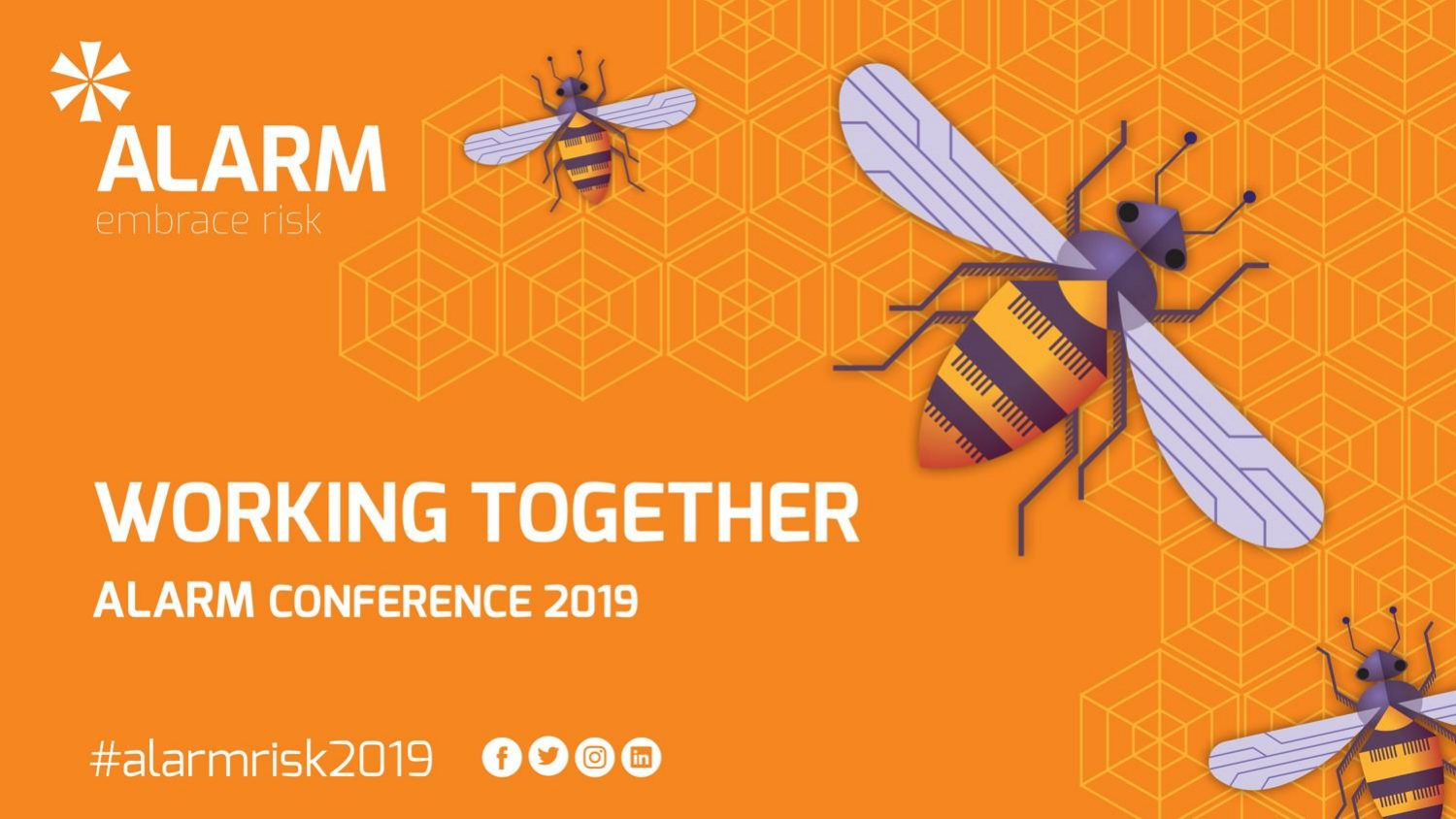ALARM

embrace risk

# WORKING TOGETHER

## ALARM CONFERENCE 2019

#alarmrisk2019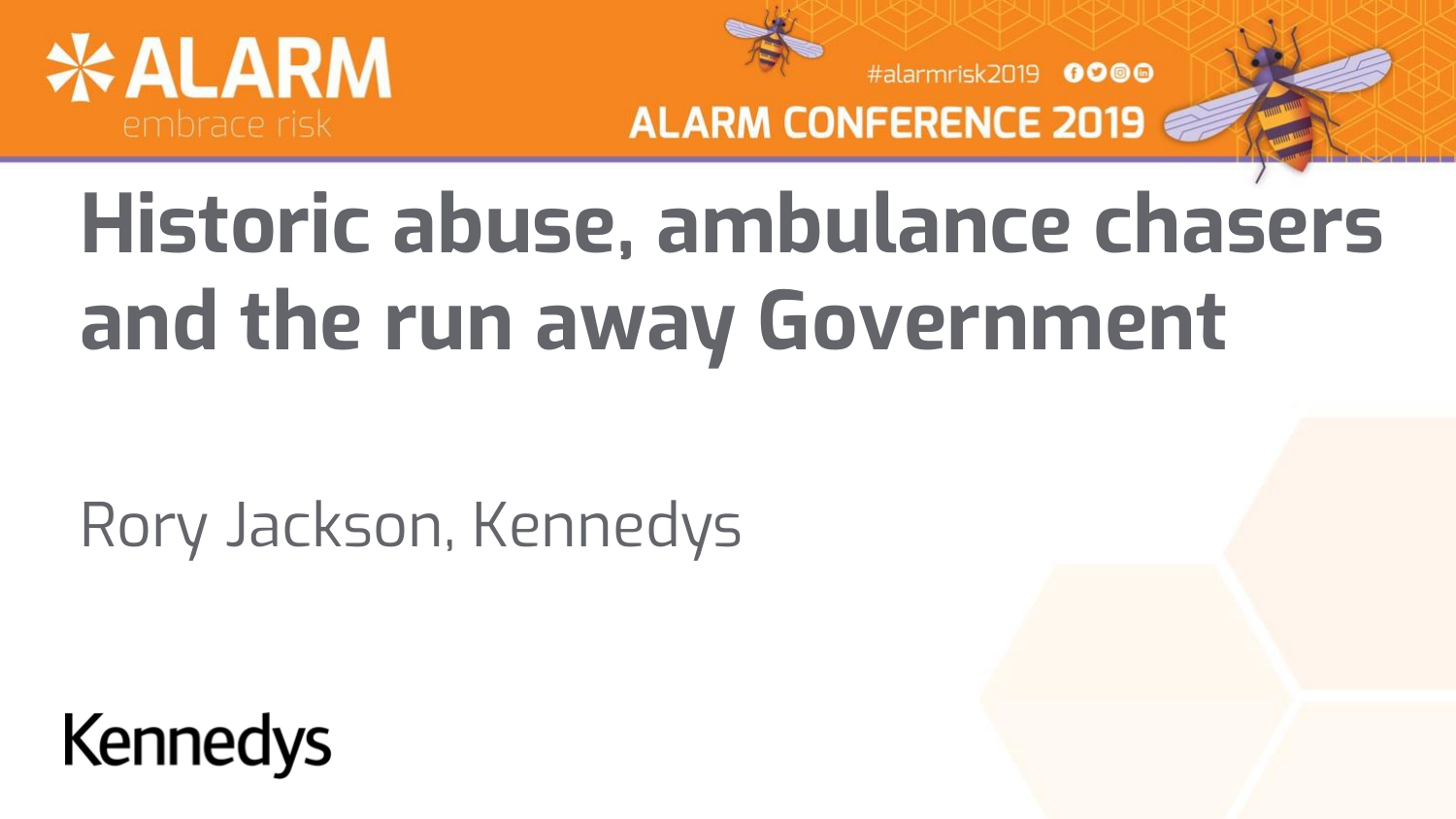# Historic abuse, ambulance chasers and the run away Government

Rory Jackson, Kennedys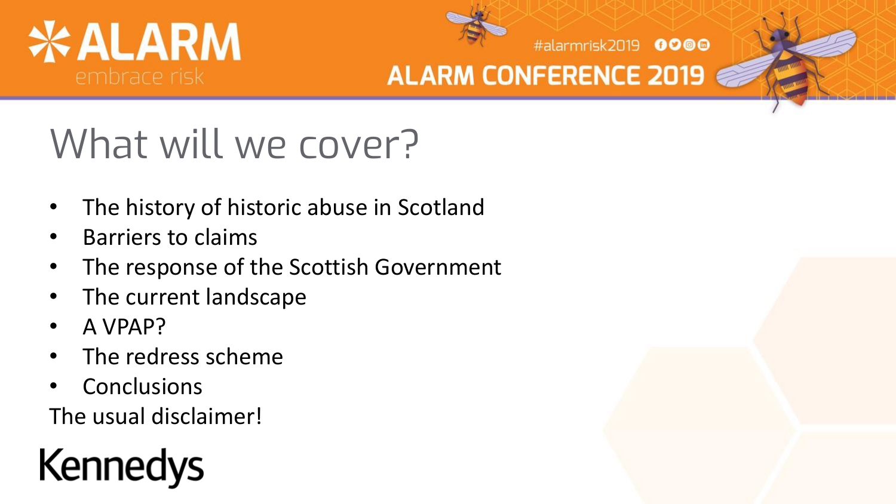# What will we cover?

- The history of historic abuse in Scotland
- Barriers to claims
- The response of the Scottish Government
- The current landscape
- A VPAP?
- The redress scheme
- Conclusions

The usual disclaimer!

Kennedys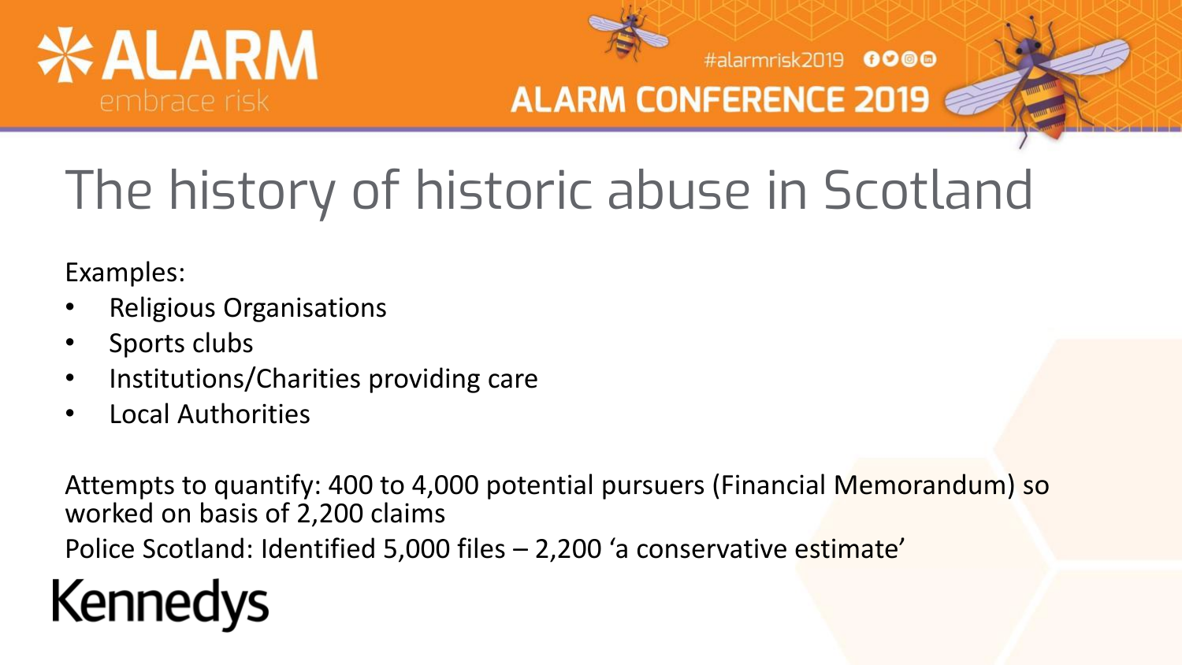# The history of historic abuse in Scotland

Examples:

- Religious Organisations
- Sports clubs
- Institutions/Charities providing care
- Local Authorities

Attempts to quantify: 400 to 4,000 potential pursuers (Financial Memorandum) so worked on basis of 2,200 claims

Police Scotland: Identified 5,000 files – 2,200 'a conservative estimate'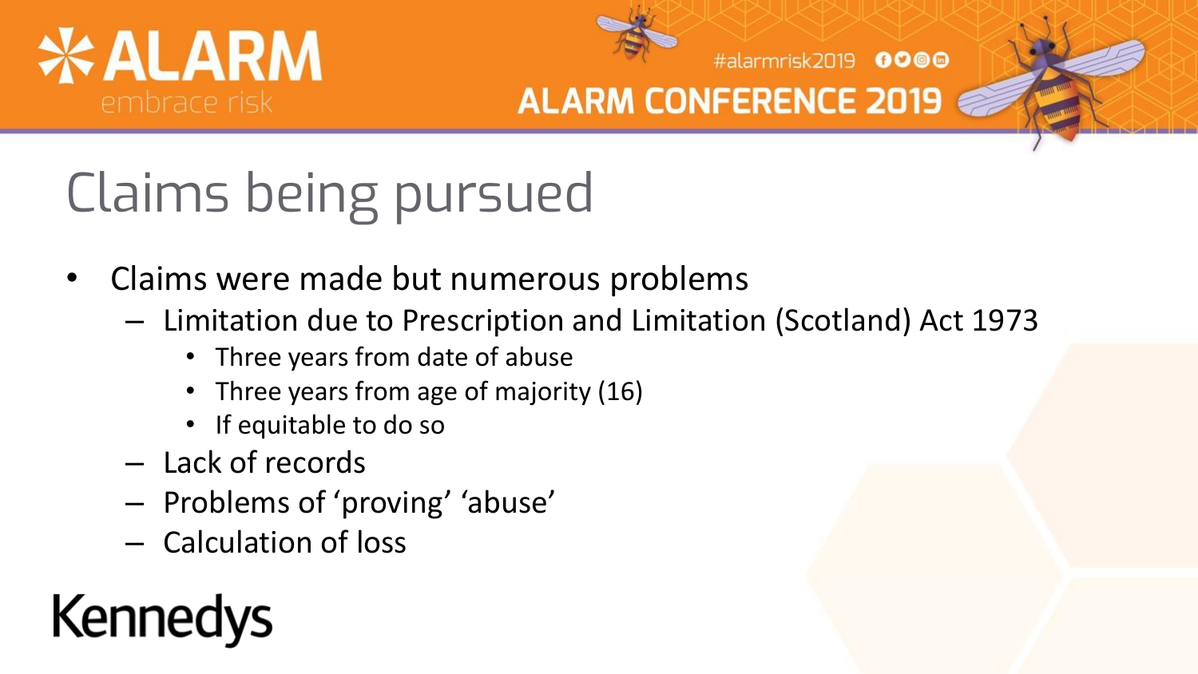# Claims being pursued

- Claims were made but numerous problems
  - Limitation due to Prescription and Limitation (Scotland) Act 1973
    - Three years from date of abuse
    - Three years from age of majority (16)
    - If equitable to do so
  - Lack of records
  - Problems of 'proving' 'abuse'
  - Calculation of loss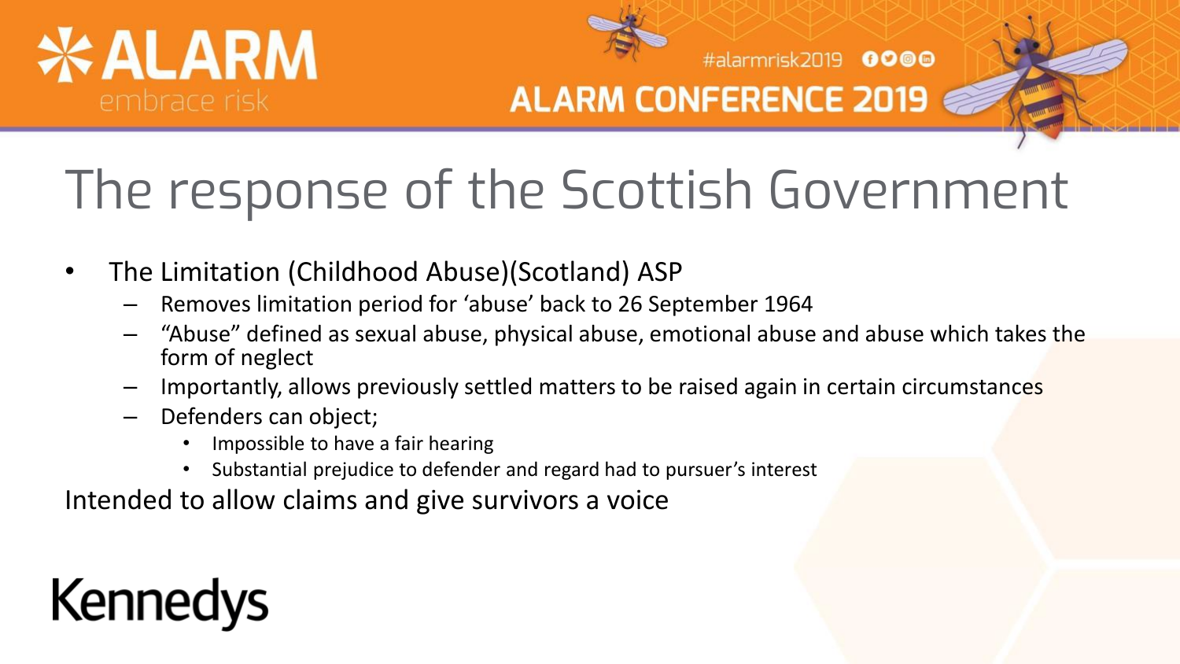# The response of the Scottish Government

- The Limitation (Childhood Abuse)(Scotland) ASP
  - Removes limitation period for 'abuse' back to 26 September 1964
  - "Abuse" defined as sexual abuse, physical abuse, emotional abuse and abuse which takes the form of neglect
  - Importantly, allows previously settled matters to be raised again in certain circumstances
  - Defenders can object;
    - Impossible to have a fair hearing
    - Substantial prejudice to defender and regard had to pursuer's interest

Intended to allow claims and give survivors a voice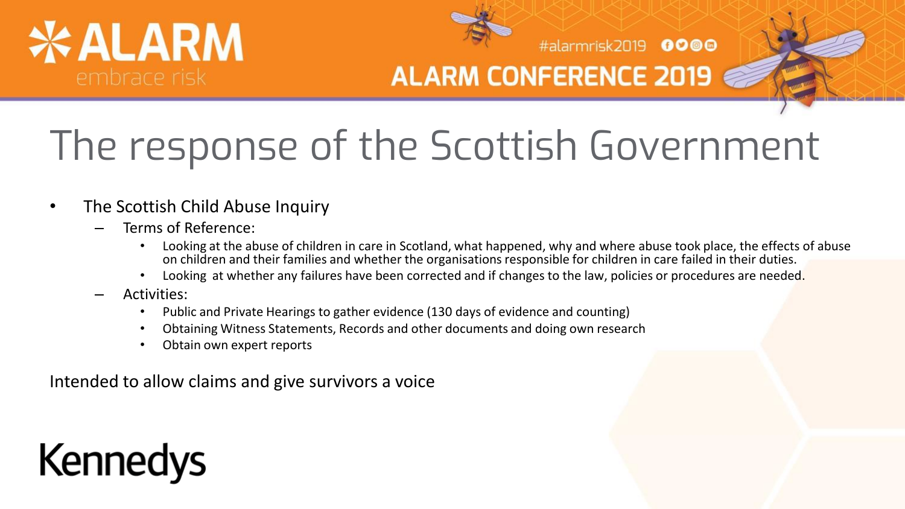# The response of the Scottish Government

- The Scottish Child Abuse Inquiry
  - Terms of Reference:
    - Looking at the abuse of children in care in Scotland, what happened, why and where abuse took place, the effects of abuse on children and their families and whether the organisations responsible for children in care failed in their duties.
    - Looking at whether any failures have been corrected and if changes to the law, policies or procedures are needed.
  - Activities:
    - Public and Private Hearings to gather evidence (130 days of evidence and counting)
    - Obtaining Witness Statements, Records and other documents and doing own research
    - Obtain own expert reports

Intended to allow claims and give survivors a voice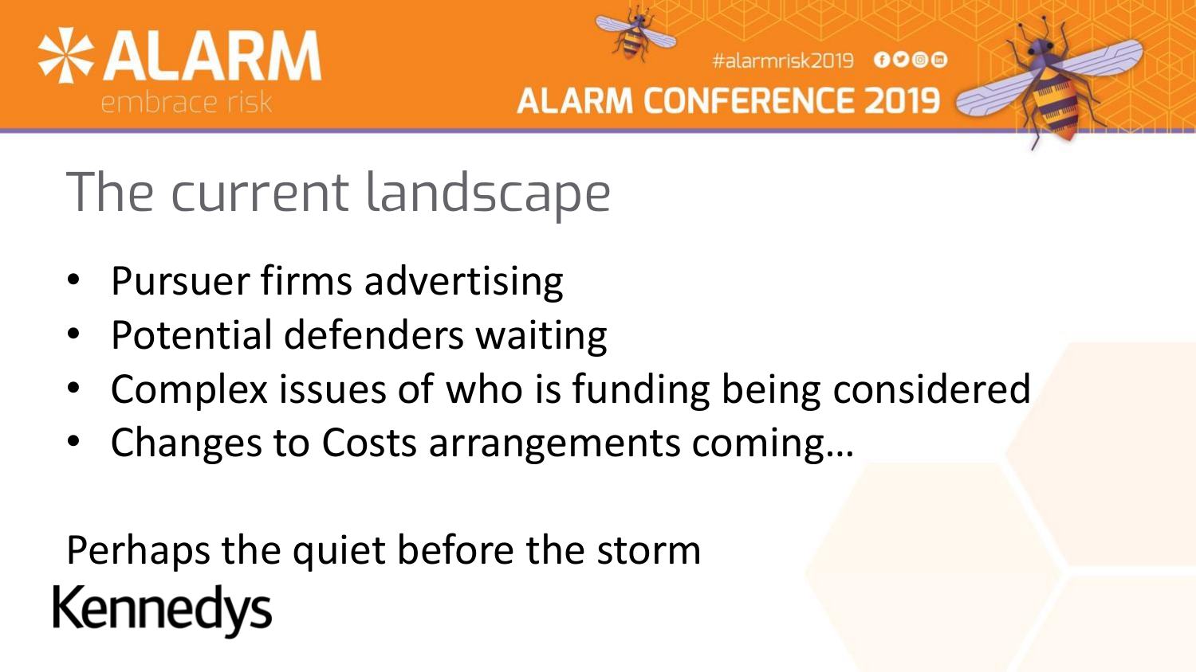# The current landscape

- Pursuer firms advertising
- Potential defenders waiting
- Complex issues of who is funding being considered
- Changes to Costs arrangements coming…

Perhaps the quiet before the storm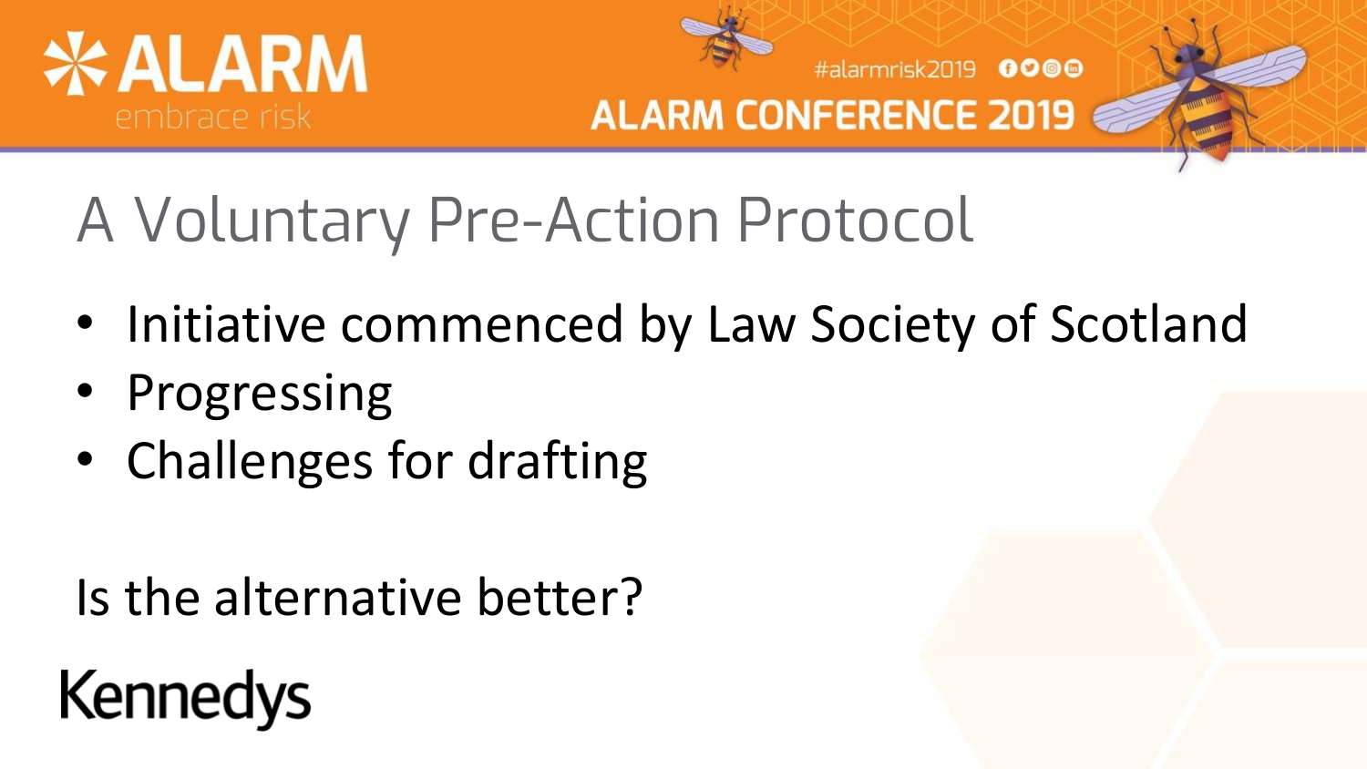# A Voluntary Pre-Action Protocol

- Initiative commenced by Law Society of Scotland
- Progressing
- Challenges for drafting

Is the alternative better?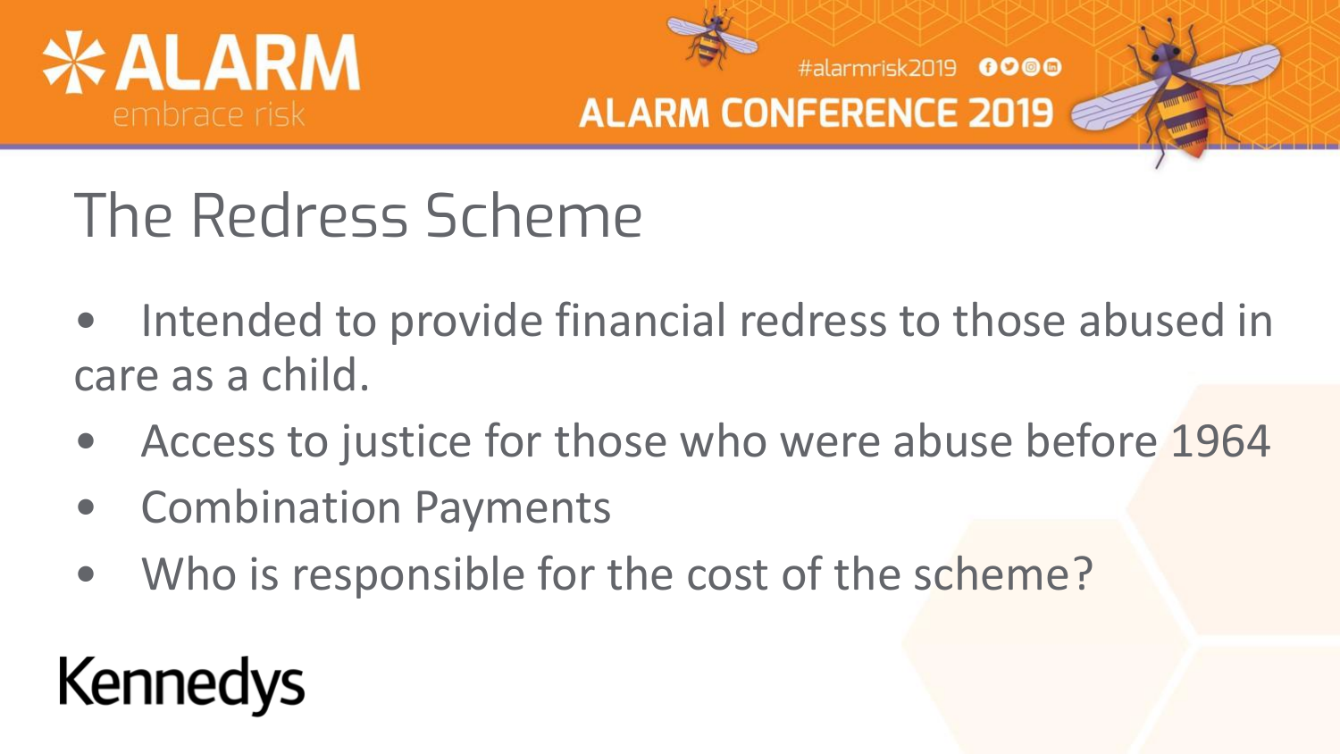# The Redress Scheme

- Intended to provide financial redress to those abused in care as a child.
- Access to justice for those who were abuse before 1964
- Combination Payments
- Who is responsible for the cost of the scheme?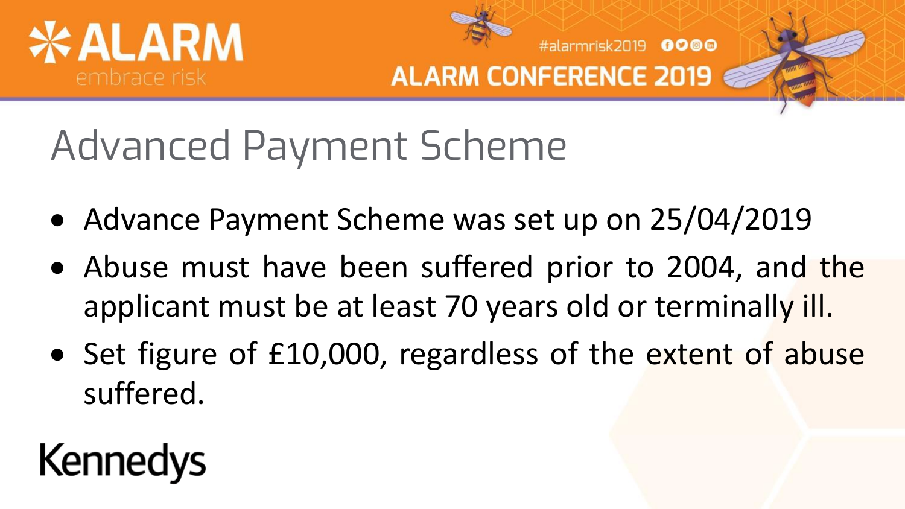# Advanced Payment Scheme

- Advance Payment Scheme was set up on 25/04/2019
- Abuse must have been suffered prior to 2004, and the applicant must be at least 70 years old or terminally ill.
- Set figure of £10,000, regardless of the extent of abuse suffered.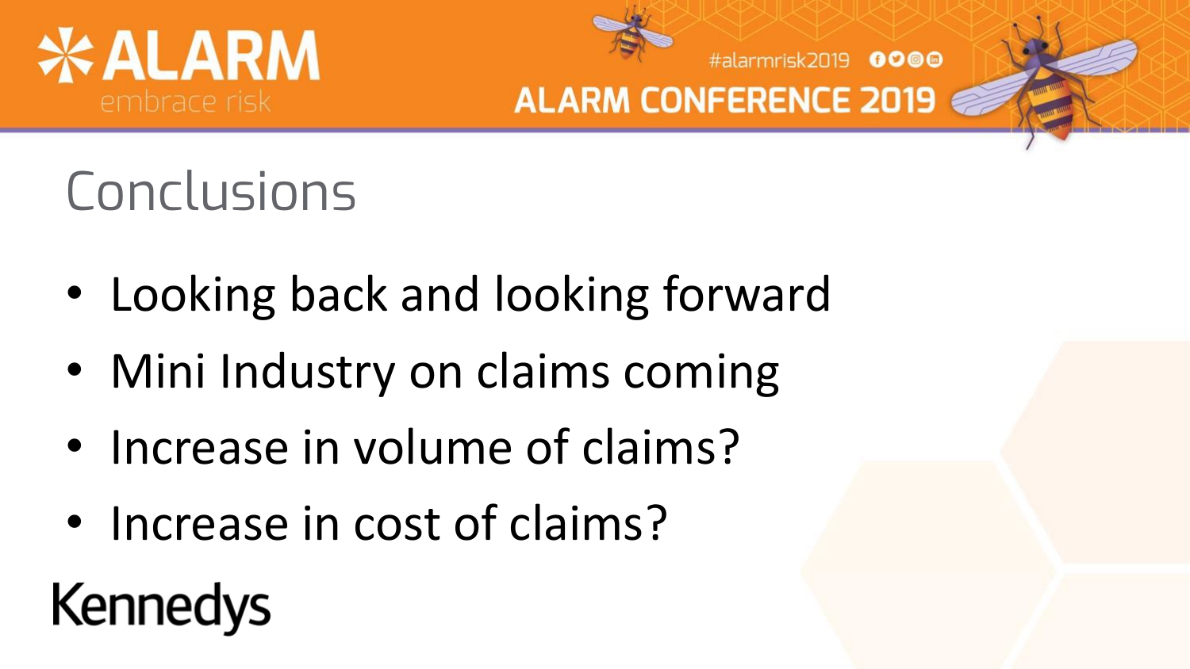# Conclusions

- Looking back and looking forward
- Mini Industry on claims coming
- Increase in volume of claims?
- Increase in cost of claims?

Kennedys